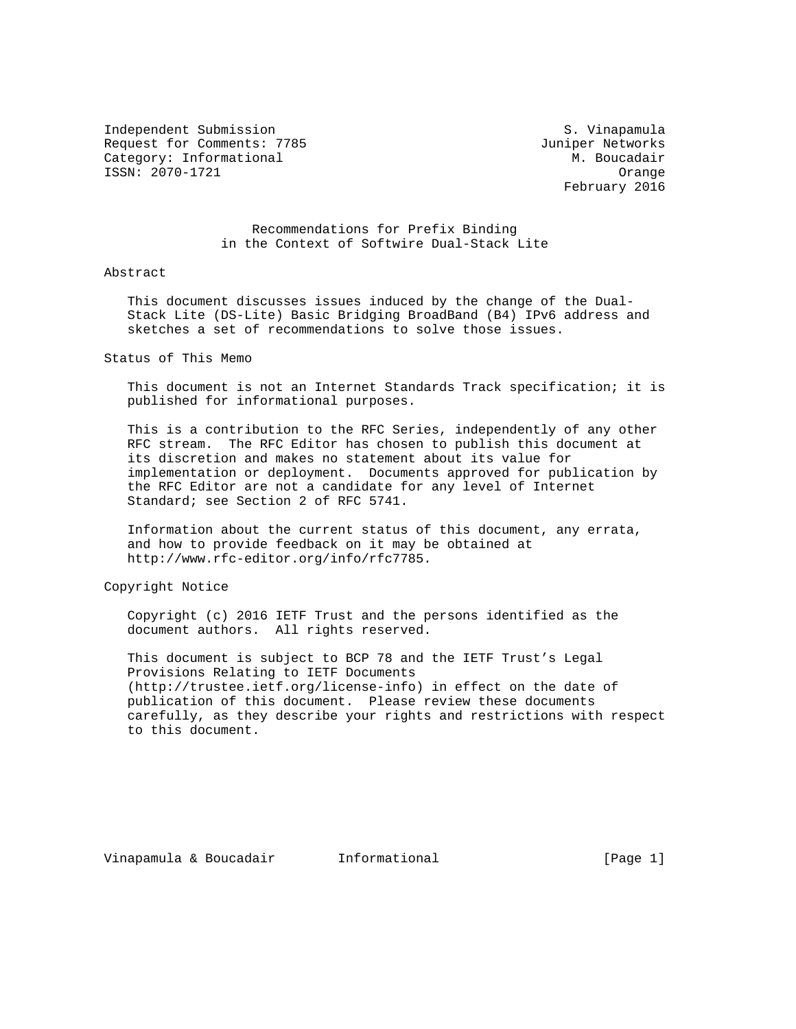Independent Submission S. Vinapamula
Request for Comments: 7785 Juniper Networks
Category: Informational M. Boucadair
ISSN: 2070-1721 Orange
February 2016

# Recommendations for Prefix Binding in the Context of Softwire Dual-Stack Lite

## Abstract

This document discusses issues induced by the change of the Dual-Stack Lite (DS-Lite) Basic Bridging BroadBand (B4) IPv6 address and sketches a set of recommendations to solve those issues.

## Status of This Memo

This document is not an Internet Standards Track specification; it is published for informational purposes.

This is a contribution to the RFC Series, independently of any other RFC stream. The RFC Editor has chosen to publish this document at its discretion and makes no statement about its value for implementation or deployment. Documents approved for publication by the RFC Editor are not a candidate for any level of Internet Standard; see Section 2 of RFC 5741.

Information about the current status of this document, any errata, and how to provide feedback on it may be obtained at http://www.rfc-editor.org/info/rfc7785.

## Copyright Notice

Copyright (c) 2016 IETF Trust and the persons identified as the document authors. All rights reserved.

This document is subject to BCP 78 and the IETF Trust's Legal Provisions Relating to IETF Documents (http://trustee.ietf.org/license-info) in effect on the date of publication of this document. Please review these documents carefully, as they describe your rights and restrictions with respect to this document.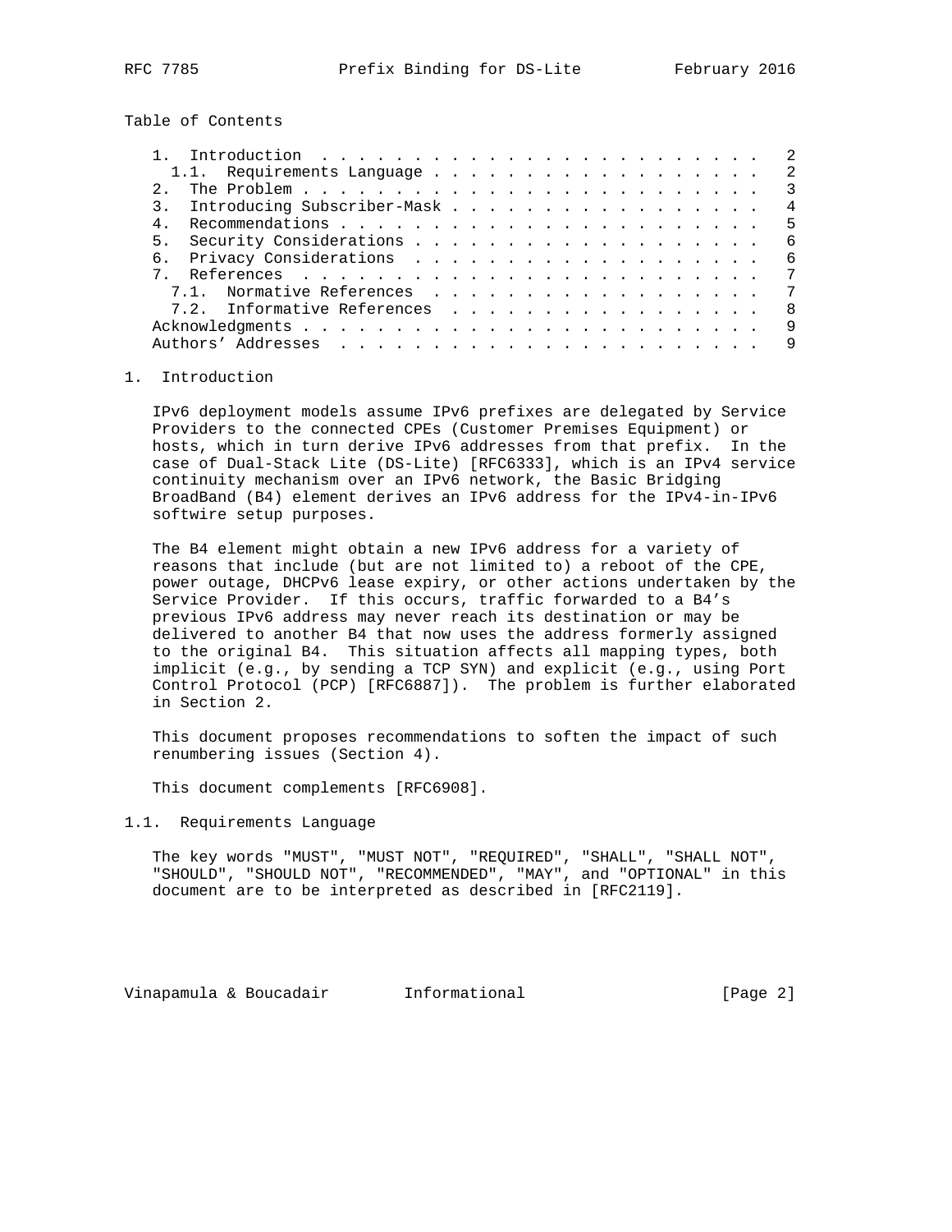Table of Contents

```
   1.  Introduction  . . . . . . . . . . . . . . . . . . . . . . . .   2
     1.1.  Requirements Language . . . . . . . . . . . . . . . . . .   2
   2.  The Problem . . . . . . . . . . . . . . . . . . . . . . . . .   3
   3.  Introducing Subscriber-Mask . . . . . . . . . . . . . . . . .   4
   4.  Recommendations . . . . . . . . . . . . . . . . . . . . . . .   5
   5.  Security Considerations . . . . . . . . . . . . . . . . . . .   6
   6.  Privacy Considerations  . . . . . . . . . . . . . . . . . . .   6
   7.  References  . . . . . . . . . . . . . . . . . . . . . . . . .   7
     7.1.  Normative References  . . . . . . . . . . . . . . . . . .   7
     7.2.  Informative References  . . . . . . . . . . . . . . . . .   8
   Acknowledgments . . . . . . . . . . . . . . . . . . . . . . . . .   9
   Authors' Addresses  . . . . . . . . . . . . . . . . . . . . . . .   9
```

# 1. Introduction

IPv6 deployment models assume IPv6 prefixes are delegated by Service Providers to the connected CPEs (Customer Premises Equipment) or hosts, which in turn derive IPv6 addresses from that prefix. In the case of Dual-Stack Lite (DS-Lite) [RFC6333], which is an IPv4 service continuity mechanism over an IPv6 network, the Basic Bridging BroadBand (B4) element derives an IPv6 address for the IPv4-in-IPv6 softwire setup purposes.

The B4 element might obtain a new IPv6 address for a variety of reasons that include (but are not limited to) a reboot of the CPE, power outage, DHCPv6 lease expiry, or other actions undertaken by the Service Provider. If this occurs, traffic forwarded to a B4's previous IPv6 address may never reach its destination or may be delivered to another B4 that now uses the address formerly assigned to the original B4. This situation affects all mapping types, both implicit (e.g., by sending a TCP SYN) and explicit (e.g., using Port Control Protocol (PCP) [RFC6887]). The problem is further elaborated in Section 2.

This document proposes recommendations to soften the impact of such renumbering issues (Section 4).

This document complements [RFC6908].

## 1.1. Requirements Language

The key words "MUST", "MUST NOT", "REQUIRED", "SHALL", "SHALL NOT", "SHOULD", "SHOULD NOT", "RECOMMENDED", "MAY", and "OPTIONAL" in this document are to be interpreted as described in [RFC2119].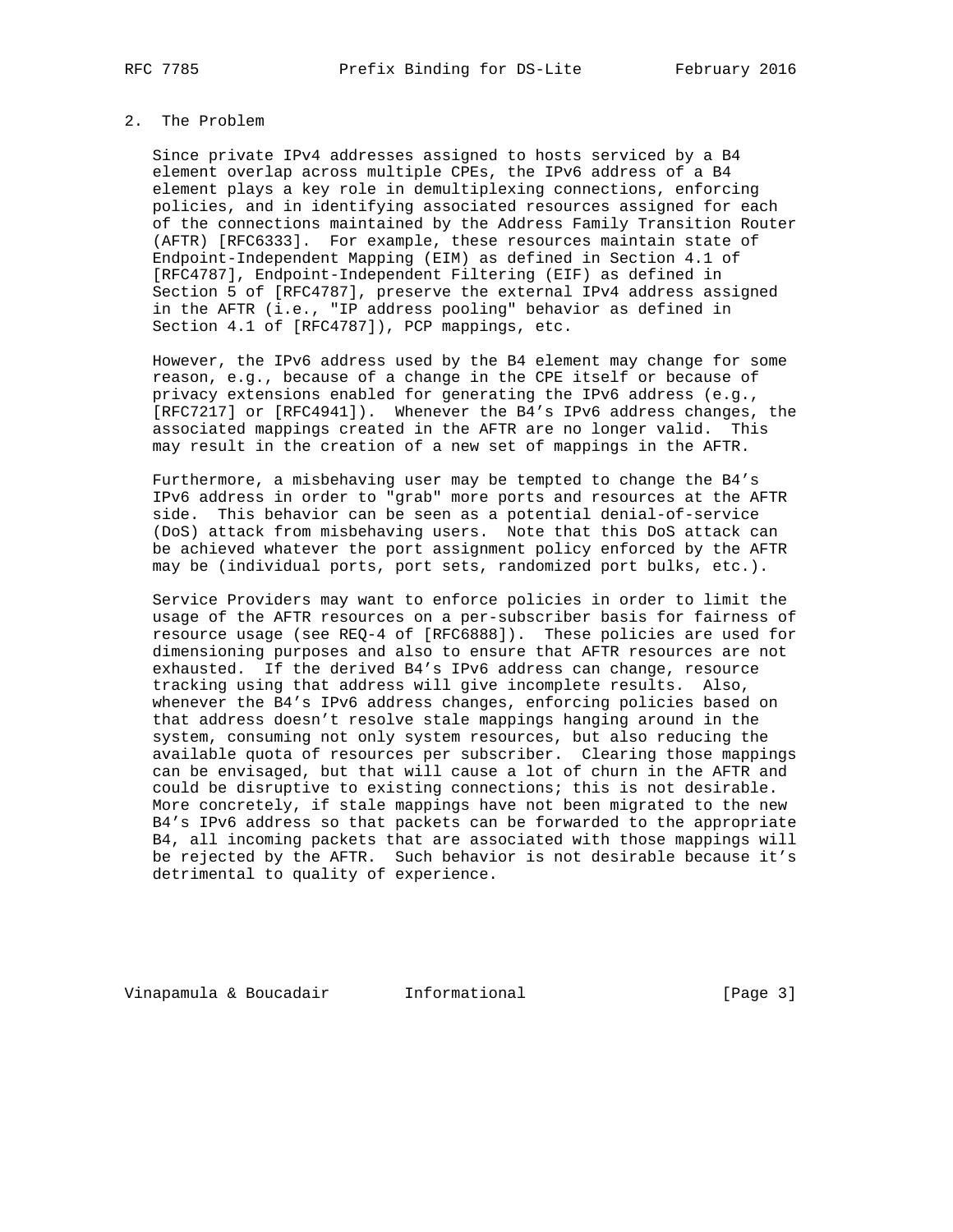## 2. The Problem

Since private IPv4 addresses assigned to hosts serviced by a B4 element overlap across multiple CPEs, the IPv6 address of a B4 element plays a key role in demultiplexing connections, enforcing policies, and in identifying associated resources assigned for each of the connections maintained by the Address Family Transition Router (AFTR) [RFC6333]. For example, these resources maintain state of Endpoint-Independent Mapping (EIM) as defined in Section 4.1 of [RFC4787], Endpoint-Independent Filtering (EIF) as defined in Section 5 of [RFC4787], preserve the external IPv4 address assigned in the AFTR (i.e., "IP address pooling" behavior as defined in Section 4.1 of [RFC4787]), PCP mappings, etc.

However, the IPv6 address used by the B4 element may change for some reason, e.g., because of a change in the CPE itself or because of privacy extensions enabled for generating the IPv6 address (e.g., [RFC7217] or [RFC4941]). Whenever the B4's IPv6 address changes, the associated mappings created in the AFTR are no longer valid. This may result in the creation of a new set of mappings in the AFTR.

Furthermore, a misbehaving user may be tempted to change the B4's IPv6 address in order to "grab" more ports and resources at the AFTR side. This behavior can be seen as a potential denial-of-service (DoS) attack from misbehaving users. Note that this DoS attack can be achieved whatever the port assignment policy enforced by the AFTR may be (individual ports, port sets, randomized port bulks, etc.).

Service Providers may want to enforce policies in order to limit the usage of the AFTR resources on a per-subscriber basis for fairness of resource usage (see REQ-4 of [RFC6888]). These policies are used for dimensioning purposes and also to ensure that AFTR resources are not exhausted. If the derived B4's IPv6 address can change, resource tracking using that address will give incomplete results. Also, whenever the B4's IPv6 address changes, enforcing policies based on that address doesn't resolve stale mappings hanging around in the system, consuming not only system resources, but also reducing the available quota of resources per subscriber. Clearing those mappings can be envisaged, but that will cause a lot of churn in the AFTR and could be disruptive to existing connections; this is not desirable. More concretely, if stale mappings have not been migrated to the new B4's IPv6 address so that packets can be forwarded to the appropriate B4, all incoming packets that are associated with those mappings will be rejected by the AFTR. Such behavior is not desirable because it's detrimental to quality of experience.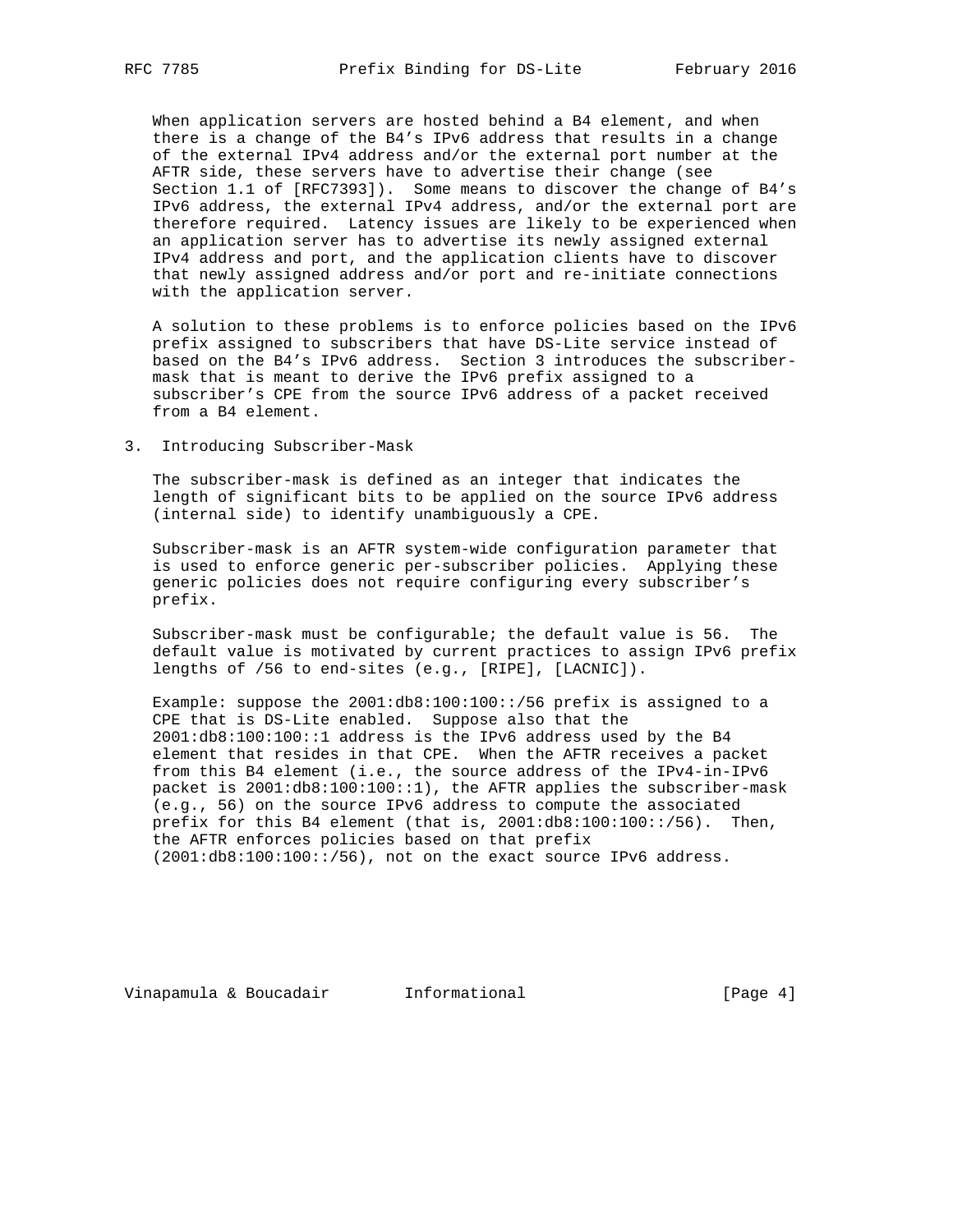When application servers are hosted behind a B4 element, and when there is a change of the B4's IPv6 address that results in a change of the external IPv4 address and/or the external port number at the AFTR side, these servers have to advertise their change (see Section 1.1 of [RFC7393]). Some means to discover the change of B4's IPv6 address, the external IPv4 address, and/or the external port are therefore required. Latency issues are likely to be experienced when an application server has to advertise its newly assigned external IPv4 address and port, and the application clients have to discover that newly assigned address and/or port and re-initiate connections with the application server.

A solution to these problems is to enforce policies based on the IPv6 prefix assigned to subscribers that have DS-Lite service instead of based on the B4's IPv6 address. Section 3 introduces the subscriber-mask that is meant to derive the IPv6 prefix assigned to a subscriber's CPE from the source IPv6 address of a packet received from a B4 element.

## 3. Introducing Subscriber-Mask

The subscriber-mask is defined as an integer that indicates the length of significant bits to be applied on the source IPv6 address (internal side) to identify unambiguously a CPE.

Subscriber-mask is an AFTR system-wide configuration parameter that is used to enforce generic per-subscriber policies. Applying these generic policies does not require configuring every subscriber's prefix.

Subscriber-mask must be configurable; the default value is 56. The default value is motivated by current practices to assign IPv6 prefix lengths of /56 to end-sites (e.g., [RIPE], [LACNIC]).

Example: suppose the 2001:db8:100:100::/56 prefix is assigned to a CPE that is DS-Lite enabled. Suppose also that the 2001:db8:100:100::1 address is the IPv6 address used by the B4 element that resides in that CPE. When the AFTR receives a packet from this B4 element (i.e., the source address of the IPv4-in-IPv6 packet is 2001:db8:100:100::1), the AFTR applies the subscriber-mask (e.g., 56) on the source IPv6 address to compute the associated prefix for this B4 element (that is, 2001:db8:100:100::/56). Then, the AFTR enforces policies based on that prefix (2001:db8:100:100::/56), not on the exact source IPv6 address.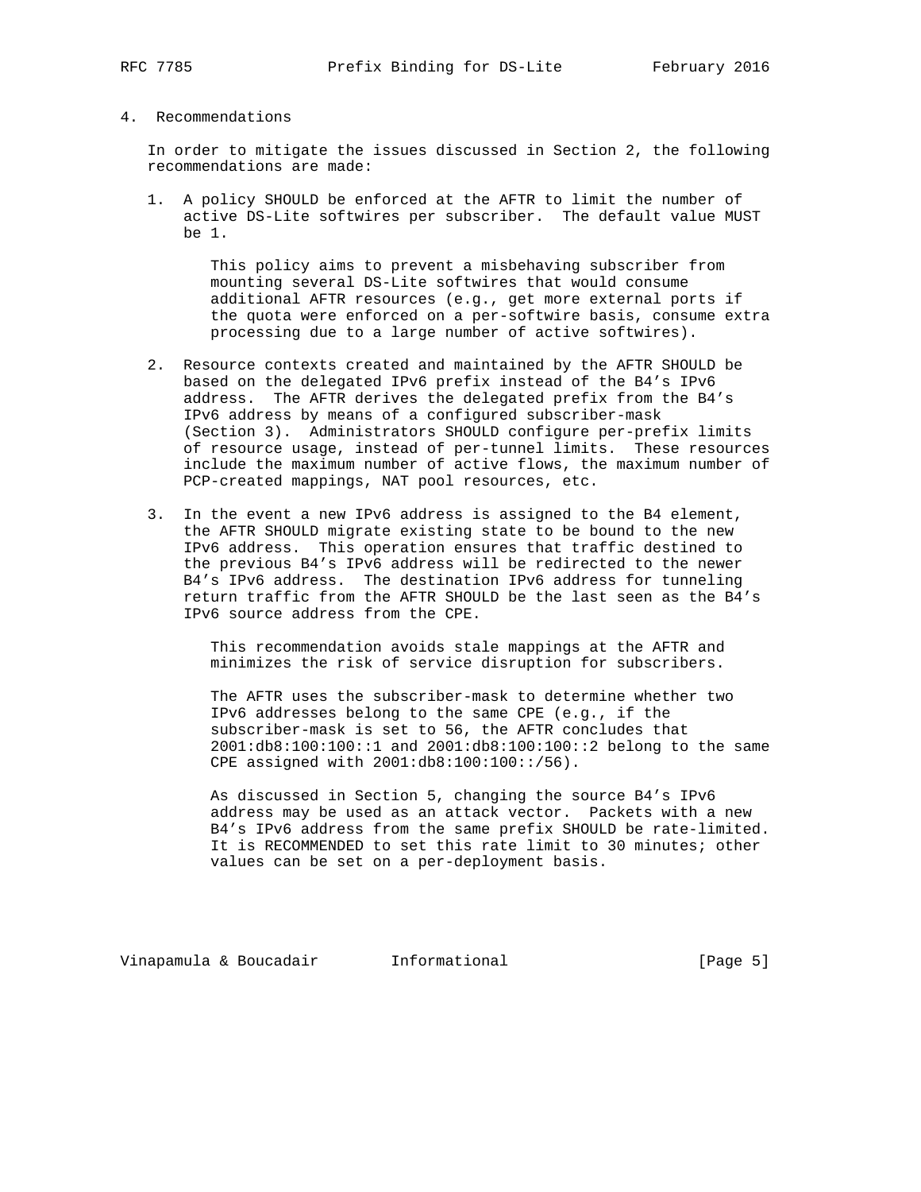## 4. Recommendations

In order to mitigate the issues discussed in Section 2, the following recommendations are made:

1. A policy SHOULD be enforced at the AFTR to limit the number of active DS-Lite softwires per subscriber. The default value MUST be 1.

   This policy aims to prevent a misbehaving subscriber from mounting several DS-Lite softwires that would consume additional AFTR resources (e.g., get more external ports if the quota were enforced on a per-softwire basis, consume extra processing due to a large number of active softwires).

2. Resource contexts created and maintained by the AFTR SHOULD be based on the delegated IPv6 prefix instead of the B4's IPv6 address. The AFTR derives the delegated prefix from the B4's IPv6 address by means of a configured subscriber-mask (Section 3). Administrators SHOULD configure per-prefix limits of resource usage, instead of per-tunnel limits. These resources include the maximum number of active flows, the maximum number of PCP-created mappings, NAT pool resources, etc.

3. In the event a new IPv6 address is assigned to the B4 element, the AFTR SHOULD migrate existing state to be bound to the new IPv6 address. This operation ensures that traffic destined to the previous B4's IPv6 address will be redirected to the newer B4's IPv6 address. The destination IPv6 address for tunneling return traffic from the AFTR SHOULD be the last seen as the B4's IPv6 source address from the CPE.

   This recommendation avoids stale mappings at the AFTR and minimizes the risk of service disruption for subscribers.

   The AFTR uses the subscriber-mask to determine whether two IPv6 addresses belong to the same CPE (e.g., if the subscriber-mask is set to 56, the AFTR concludes that 2001:db8:100:100::1 and 2001:db8:100:100::2 belong to the same CPE assigned with 2001:db8:100:100::/56).

   As discussed in Section 5, changing the source B4's IPv6 address may be used as an attack vector. Packets with a new B4's IPv6 address from the same prefix SHOULD be rate-limited. It is RECOMMENDED to set this rate limit to 30 minutes; other values can be set on a per-deployment basis.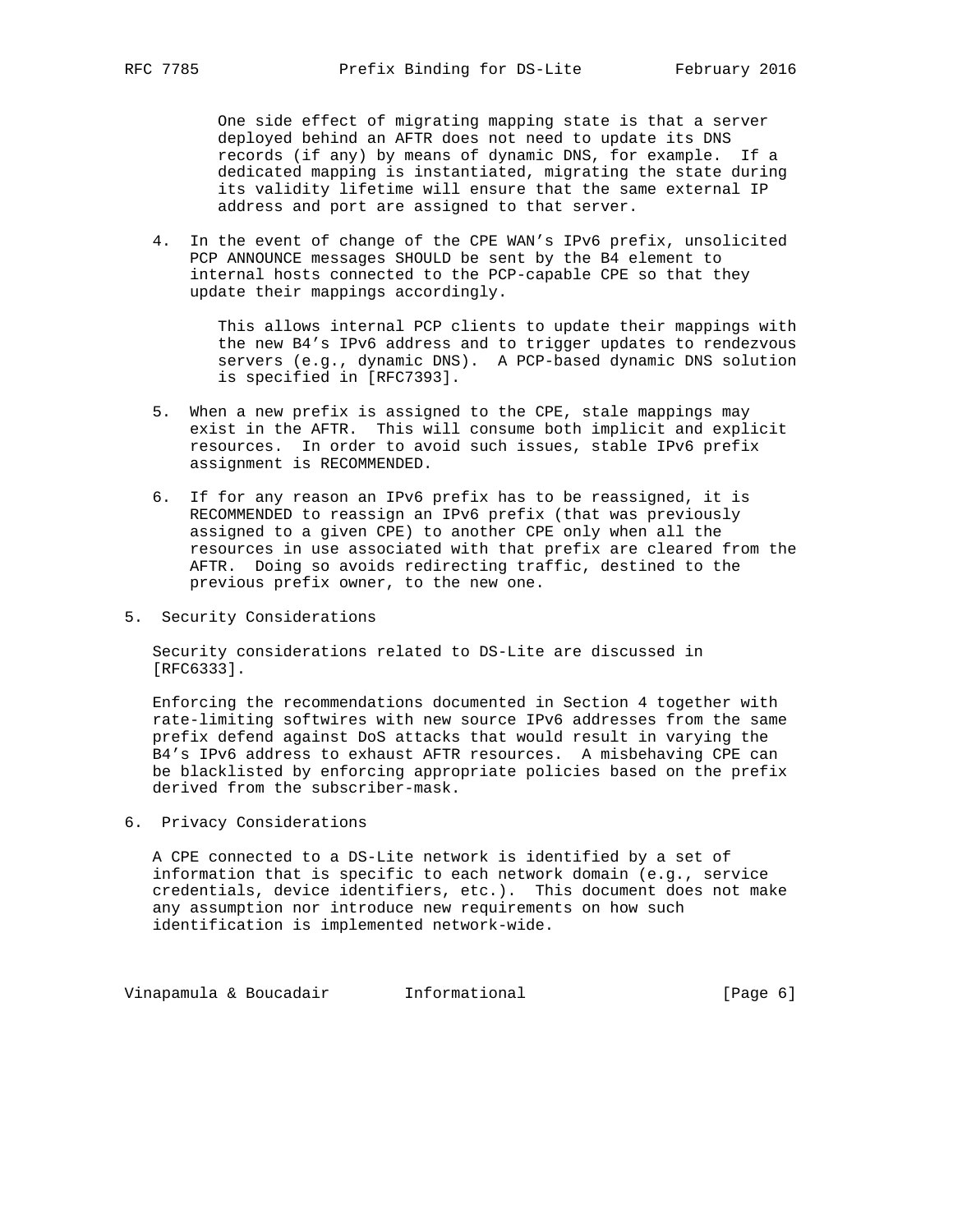One side effect of migrating mapping state is that a server deployed behind an AFTR does not need to update its DNS records (if any) by means of dynamic DNS, for example. If a dedicated mapping is instantiated, migrating the state during its validity lifetime will ensure that the same external IP address and port are assigned to that server.

4. In the event of change of the CPE WAN's IPv6 prefix, unsolicited PCP ANNOUNCE messages SHOULD be sent by the B4 element to internal hosts connected to the PCP-capable CPE so that they update their mappings accordingly.

   This allows internal PCP clients to update their mappings with the new B4's IPv6 address and to trigger updates to rendezvous servers (e.g., dynamic DNS). A PCP-based dynamic DNS solution is specified in [RFC7393].

5. When a new prefix is assigned to the CPE, stale mappings may exist in the AFTR. This will consume both implicit and explicit resources. In order to avoid such issues, stable IPv6 prefix assignment is RECOMMENDED.

6. If for any reason an IPv6 prefix has to be reassigned, it is RECOMMENDED to reassign an IPv6 prefix (that was previously assigned to a given CPE) to another CPE only when all the resources in use associated with that prefix are cleared from the AFTR. Doing so avoids redirecting traffic, destined to the previous prefix owner, to the new one.

## 5. Security Considerations

Security considerations related to DS-Lite are discussed in [RFC6333].

Enforcing the recommendations documented in Section 4 together with rate-limiting softwires with new source IPv6 addresses from the same prefix defend against DoS attacks that would result in varying the B4's IPv6 address to exhaust AFTR resources. A misbehaving CPE can be blacklisted by enforcing appropriate policies based on the prefix derived from the subscriber-mask.

## 6. Privacy Considerations

A CPE connected to a DS-Lite network is identified by a set of information that is specific to each network domain (e.g., service credentials, device identifiers, etc.). This document does not make any assumption nor introduce new requirements on how such identification is implemented network-wide.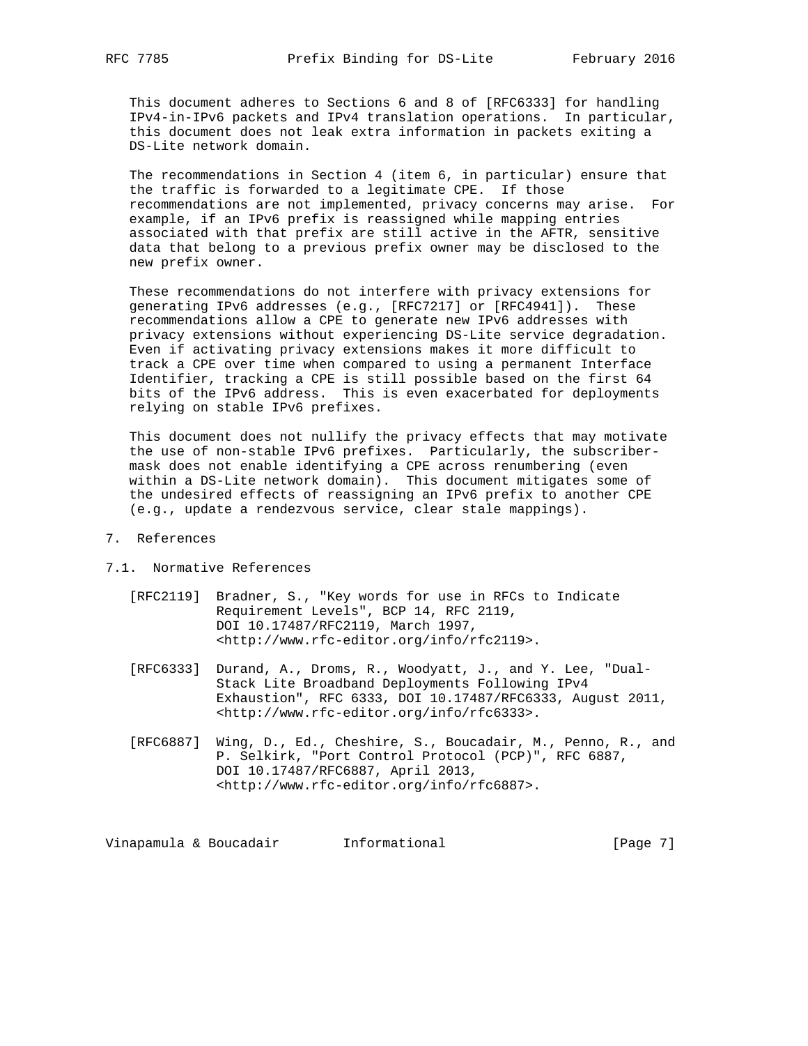This document adheres to Sections 6 and 8 of [RFC6333] for handling IPv4-in-IPv6 packets and IPv4 translation operations. In particular, this document does not leak extra information in packets exiting a DS-Lite network domain.

The recommendations in Section 4 (item 6, in particular) ensure that the traffic is forwarded to a legitimate CPE. If those recommendations are not implemented, privacy concerns may arise. For example, if an IPv6 prefix is reassigned while mapping entries associated with that prefix are still active in the AFTR, sensitive data that belong to a previous prefix owner may be disclosed to the new prefix owner.

These recommendations do not interfere with privacy extensions for generating IPv6 addresses (e.g., [RFC7217] or [RFC4941]). These recommendations allow a CPE to generate new IPv6 addresses with privacy extensions without experiencing DS-Lite service degradation. Even if activating privacy extensions makes it more difficult to track a CPE over time when compared to using a permanent Interface Identifier, tracking a CPE is still possible based on the first 64 bits of the IPv6 address. This is even exacerbated for deployments relying on stable IPv6 prefixes.

This document does not nullify the privacy effects that may motivate the use of non-stable IPv6 prefixes. Particularly, the subscriber-mask does not enable identifying a CPE across renumbering (even within a DS-Lite network domain). This document mitigates some of the undesired effects of reassigning an IPv6 prefix to another CPE (e.g., update a rendezvous service, clear stale mappings).

## 7. References

### 7.1. Normative References

[RFC2119] Bradner, S., "Key words for use in RFCs to Indicate Requirement Levels", BCP 14, RFC 2119, DOI 10.17487/RFC2119, March 1997, <http://www.rfc-editor.org/info/rfc2119>.

[RFC6333] Durand, A., Droms, R., Woodyatt, J., and Y. Lee, "Dual-Stack Lite Broadband Deployments Following IPv4 Exhaustion", RFC 6333, DOI 10.17487/RFC6333, August 2011, <http://www.rfc-editor.org/info/rfc6333>.

[RFC6887] Wing, D., Ed., Cheshire, S., Boucadair, M., Penno, R., and P. Selkirk, "Port Control Protocol (PCP)", RFC 6887, DOI 10.17487/RFC6887, April 2013, <http://www.rfc-editor.org/info/rfc6887>.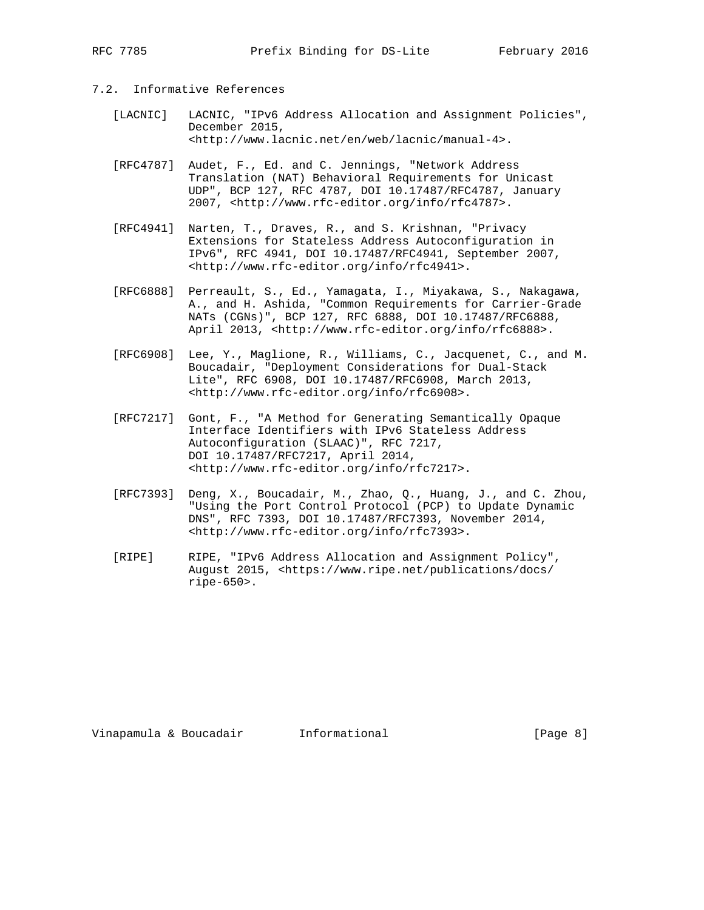## 7.2. Informative References

[LACNIC] LACNIC, "IPv6 Address Allocation and Assignment Policies", December 2015, <http://www.lacnic.net/en/web/lacnic/manual-4>.

[RFC4787] Audet, F., Ed. and C. Jennings, "Network Address Translation (NAT) Behavioral Requirements for Unicast UDP", BCP 127, RFC 4787, DOI 10.17487/RFC4787, January 2007, <http://www.rfc-editor.org/info/rfc4787>.

[RFC4941] Narten, T., Draves, R., and S. Krishnan, "Privacy Extensions for Stateless Address Autoconfiguration in IPv6", RFC 4941, DOI 10.17487/RFC4941, September 2007, <http://www.rfc-editor.org/info/rfc4941>.

[RFC6888] Perreault, S., Ed., Yamagata, I., Miyakawa, S., Nakagawa, A., and H. Ashida, "Common Requirements for Carrier-Grade NATs (CGNs)", BCP 127, RFC 6888, DOI 10.17487/RFC6888, April 2013, <http://www.rfc-editor.org/info/rfc6888>.

[RFC6908] Lee, Y., Maglione, R., Williams, C., Jacquenet, C., and M. Boucadair, "Deployment Considerations for Dual-Stack Lite", RFC 6908, DOI 10.17487/RFC6908, March 2013, <http://www.rfc-editor.org/info/rfc6908>.

[RFC7217] Gont, F., "A Method for Generating Semantically Opaque Interface Identifiers with IPv6 Stateless Address Autoconfiguration (SLAAC)", RFC 7217, DOI 10.17487/RFC7217, April 2014, <http://www.rfc-editor.org/info/rfc7217>.

[RFC7393] Deng, X., Boucadair, M., Zhao, Q., Huang, J., and C. Zhou, "Using the Port Control Protocol (PCP) to Update Dynamic DNS", RFC 7393, DOI 10.17487/RFC7393, November 2014, <http://www.rfc-editor.org/info/rfc7393>.

[RIPE] RIPE, "IPv6 Address Allocation and Assignment Policy", August 2015, <https://www.ripe.net/publications/docs/ripe-650>.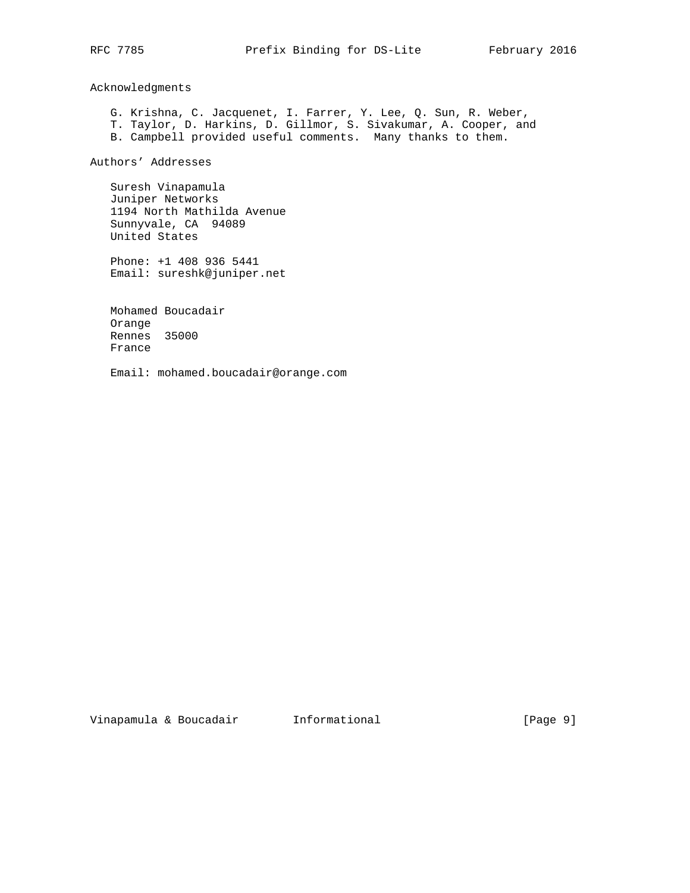## Acknowledgments

G. Krishna, C. Jacquenet, I. Farrer, Y. Lee, Q. Sun, R. Weber, T. Taylor, D. Harkins, D. Gillmor, S. Sivakumar, A. Cooper, and B. Campbell provided useful comments. Many thanks to them.

## Authors' Addresses

Suresh Vinapamula
Juniper Networks
1194 North Mathilda Avenue
Sunnyvale, CA 94089
United States

Phone: +1 408 936 5441
Email: sureshk@juniper.net

Mohamed Boucadair
Orange
Rennes 35000
France

Email: mohamed.boucadair@orange.com